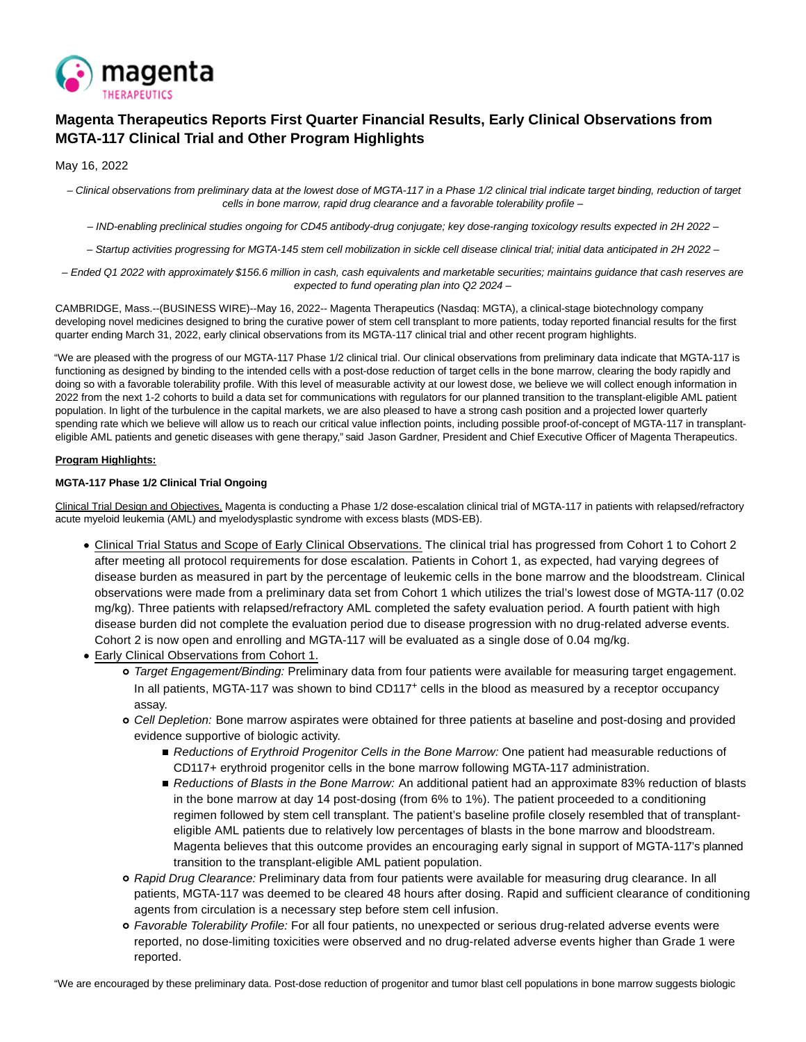magenta THERAPEUTICS

# Magenta Therapeutics Reports First Quarter Financial Results, Early Clinical Observations from MGTA-117 Clinical Trial and Other Program Highlights

May 16, 2022

*– Clinical observations from preliminary data at the lowest dose of MGTA-117 in a Phase 1/2 clinical trial indicate target binding, reduction of target cells in bone marrow, rapid drug clearance and a favorable tolerability profile –*

*– IND-enabling preclinical studies ongoing for CD45 antibody-drug conjugate; key dose-ranging toxicology results expected in 2H 2022 –*

*– Startup activities progressing for MGTA-145 stem cell mobilization in sickle cell disease clinical trial; initial data anticipated in 2H 2022 –*

*– Ended Q1 2022 with approximately $156.6 million in cash, cash equivalents and marketable securities; maintains guidance that cash reserves are expected to fund operating plan into Q2 2024 –*

CAMBRIDGE, Mass.--(BUSINESS WIRE)--May 16, 2022-- Magenta Therapeutics (Nasdaq: MGTA), a clinical-stage biotechnology company developing novel medicines designed to bring the curative power of stem cell transplant to more patients, today reported financial results for the first quarter ending March 31, 2022, early clinical observations from its MGTA-117 clinical trial and other recent program highlights.

"We are pleased with the progress of our MGTA-117 Phase 1/2 clinical trial. Our clinical observations from preliminary data indicate that MGTA-117 is functioning as designed by binding to the intended cells with a post-dose reduction of target cells in the bone marrow, clearing the body rapidly and doing so with a favorable tolerability profile. With this level of measurable activity at our lowest dose, we believe we will collect enough information in 2022 from the next 1-2 cohorts to build a data set for communications with regulators for our planned transition to the transplant-eligible AML patient population. In light of the turbulence in the capital markets, we are also pleased to have a strong cash position and a projected lower quarterly spending rate which we believe will allow us to reach our critical value inflection points, including possible proof-of-concept of MGTA-117 in transplant-eligible AML patients and genetic diseases with gene therapy," said Jason Gardner, President and Chief Executive Officer of Magenta Therapeutics.

**Program Highlights:**

**MGTA-117 Phase 1/2 Clinical Trial Ongoing**

Clinical Trial Design and Objectives. Magenta is conducting a Phase 1/2 dose-escalation clinical trial of MGTA-117 in patients with relapsed/refractory acute myeloid leukemia (AML) and myelodysplastic syndrome with excess blasts (MDS-EB).

- Clinical Trial Status and Scope of Early Clinical Observations. The clinical trial has progressed from Cohort 1 to Cohort 2 after meeting all protocol requirements for dose escalation. Patients in Cohort 1, as expected, had varying degrees of disease burden as measured in part by the percentage of leukemic cells in the bone marrow and the bloodstream. Clinical observations were made from a preliminary data set from Cohort 1 which utilizes the trial's lowest dose of MGTA-117 (0.02 mg/kg). Three patients with relapsed/refractory AML completed the safety evaluation period. A fourth patient with high disease burden did not complete the evaluation period due to disease progression with no drug-related adverse events. Cohort 2 is now open and enrolling and MGTA-117 will be evaluated as a single dose of 0.04 mg/kg.
- Early Clinical Observations from Cohort 1.
  - *Target Engagement/Binding:* Preliminary data from four patients were available for measuring target engagement. In all patients, MGTA-117 was shown to bind $CD117^+$ cells in the blood as measured by a receptor occupancy assay.
  - *Cell Depletion:* Bone marrow aspirates were obtained for three patients at baseline and post-dosing and provided evidence supportive of biologic activity.
    - *Reductions of Erythroid Progenitor Cells in the Bone Marrow:* One patient had measurable reductions of CD117+ erythroid progenitor cells in the bone marrow following MGTA-117 administration.
    - *Reductions of Blasts in the Bone Marrow:* An additional patient had an approximate 83% reduction of blasts in the bone marrow at day 14 post-dosing (from 6% to 1%). The patient proceeded to a conditioning regimen followed by stem cell transplant. The patient's baseline profile closely resembled that of transplant-eligible AML patients due to relatively low percentages of blasts in the bone marrow and bloodstream. Magenta believes that this outcome provides an encouraging early signal in support of MGTA-117's planned transition to the transplant-eligible AML patient population.
  - *Rapid Drug Clearance:* Preliminary data from four patients were available for measuring drug clearance. In all patients, MGTA-117 was deemed to be cleared 48 hours after dosing. Rapid and sufficient clearance of conditioning agents from circulation is a necessary step before stem cell infusion.
  - *Favorable Tolerability Profile:* For all four patients, no unexpected or serious drug-related adverse events were reported, no dose-limiting toxicities were observed and no drug-related adverse events higher than Grade 1 were reported.

"We are encouraged by these preliminary data. Post-dose reduction of progenitor and tumor blast cell populations in bone marrow suggests biologic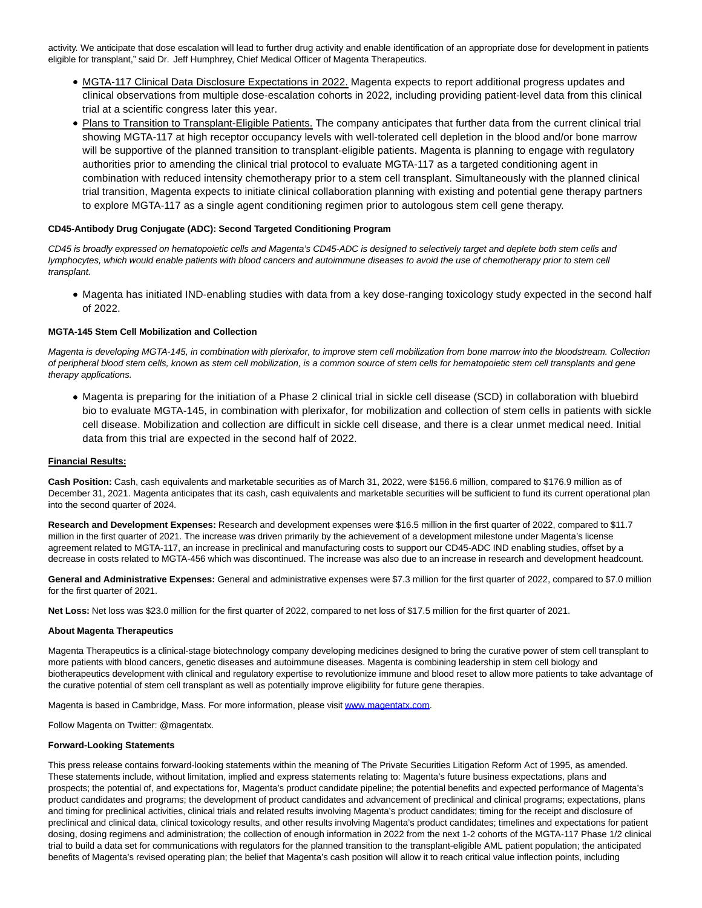activity. We anticipate that dose escalation will lead to further drug activity and enable identification of an appropriate dose for development in patients eligible for transplant," said Dr. Jeff Humphrey, Chief Medical Officer of Magenta Therapeutics.

- MGTA-117 Clinical Data Disclosure Expectations in 2022. Magenta expects to report additional progress updates and clinical observations from multiple dose-escalation cohorts in 2022, including providing patient-level data from this clinical trial at a scientific congress later this year.
- Plans to Transition to Transplant-Eligible Patients. The company anticipates that further data from the current clinical trial showing MGTA-117 at high receptor occupancy levels with well-tolerated cell depletion in the blood and/or bone marrow will be supportive of the planned transition to transplant-eligible patients. Magenta is planning to engage with regulatory authorities prior to amending the clinical trial protocol to evaluate MGTA-117 as a targeted conditioning agent in combination with reduced intensity chemotherapy prior to a stem cell transplant. Simultaneously with the planned clinical trial transition, Magenta expects to initiate clinical collaboration planning with existing and potential gene therapy partners to explore MGTA-117 as a single agent conditioning regimen prior to autologous stem cell gene therapy.

**CD45-Antibody Drug Conjugate (ADC): Second Targeted Conditioning Program**

*CD45 is broadly expressed on hematopoietic cells and Magenta's CD45-ADC is designed to selectively target and deplete both stem cells and lymphocytes, which would enable patients with blood cancers and autoimmune diseases to avoid the use of chemotherapy prior to stem cell transplant.*

- Magenta has initiated IND-enabling studies with data from a key dose-ranging toxicology study expected in the second half of 2022.

**MGTA-145 Stem Cell Mobilization and Collection**

*Magenta is developing MGTA-145, in combination with plerixafor, to improve stem cell mobilization from bone marrow into the bloodstream. Collection of peripheral blood stem cells, known as stem cell mobilization, is a common source of stem cells for hematopoietic stem cell transplants and gene therapy applications.*

- Magenta is preparing for the initiation of a Phase 2 clinical trial in sickle cell disease (SCD) in collaboration with bluebird bio to evaluate MGTA-145, in combination with plerixafor, for mobilization and collection of stem cells in patients with sickle cell disease. Mobilization and collection are difficult in sickle cell disease, and there is a clear unmet medical need. Initial data from this trial are expected in the second half of 2022.

**Financial Results:**

**Cash Position:** Cash, cash equivalents and marketable securities as of March 31, 2022, were $156.6 million, compared to $176.9 million as of December 31, 2021. Magenta anticipates that its cash, cash equivalents and marketable securities will be sufficient to fund its current operational plan into the second quarter of 2024.

**Research and Development Expenses:** Research and development expenses were $16.5 million in the first quarter of 2022, compared to $11.7 million in the first quarter of 2021. The increase was driven primarily by the achievement of a development milestone under Magenta's license agreement related to MGTA-117, an increase in preclinical and manufacturing costs to support our CD45-ADC IND enabling studies, offset by a decrease in costs related to MGTA-456 which was discontinued. The increase was also due to an increase in research and development headcount.

**General and Administrative Expenses:** General and administrative expenses were $7.3 million for the first quarter of 2022, compared to $7.0 million for the first quarter of 2021.

**Net Loss:** Net loss was $23.0 million for the first quarter of 2022, compared to net loss of $17.5 million for the first quarter of 2021.

**About Magenta Therapeutics**

Magenta Therapeutics is a clinical-stage biotechnology company developing medicines designed to bring the curative power of stem cell transplant to more patients with blood cancers, genetic diseases and autoimmune diseases. Magenta is combining leadership in stem cell biology and biotherapeutics development with clinical and regulatory expertise to revolutionize immune and blood reset to allow more patients to take advantage of the curative potential of stem cell transplant as well as potentially improve eligibility for future gene therapies.

Magenta is based in Cambridge, Mass. For more information, please visit www.magentatx.com.

Follow Magenta on Twitter: @magentatx.

**Forward-Looking Statements**

This press release contains forward-looking statements within the meaning of The Private Securities Litigation Reform Act of 1995, as amended. These statements include, without limitation, implied and express statements relating to: Magenta's future business expectations, plans and prospects; the potential of, and expectations for, Magenta's product candidate pipeline; the potential benefits and expected performance of Magenta's product candidates and programs; the development of product candidates and advancement of preclinical and clinical programs; expectations, plans and timing for preclinical activities, clinical trials and related results involving Magenta's product candidates; timing for the receipt and disclosure of preclinical and clinical data, clinical toxicology results, and other results involving Magenta's product candidates; timelines and expectations for patient dosing, dosing regimens and administration; the collection of enough information in 2022 from the next 1-2 cohorts of the MGTA-117 Phase 1/2 clinical trial to build a data set for communications with regulators for the planned transition to the transplant-eligible AML patient population; the anticipated benefits of Magenta's revised operating plan; the belief that Magenta's cash position will allow it to reach critical value inflection points, including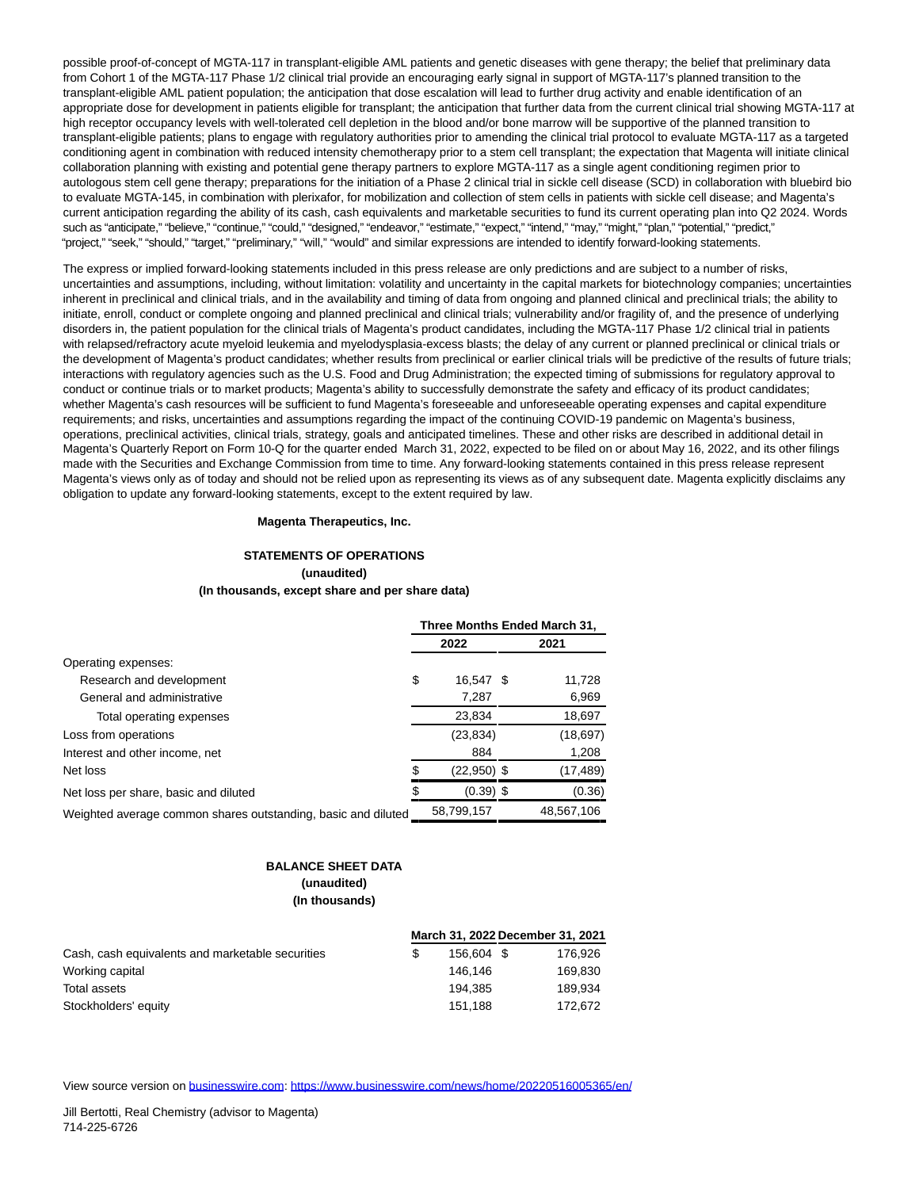possible proof-of-concept of MGTA-117 in transplant-eligible AML patients and genetic diseases with gene therapy; the belief that preliminary data from Cohort 1 of the MGTA-117 Phase 1/2 clinical trial provide an encouraging early signal in support of MGTA-117's planned transition to the transplant-eligible AML patient population; the anticipation that dose escalation will lead to further drug activity and enable identification of an appropriate dose for development in patients eligible for transplant; the anticipation that further data from the current clinical trial showing MGTA-117 at high receptor occupancy levels with well-tolerated cell depletion in the blood and/or bone marrow will be supportive of the planned transition to transplant-eligible patients; plans to engage with regulatory authorities prior to amending the clinical trial protocol to evaluate MGTA-117 as a targeted conditioning agent in combination with reduced intensity chemotherapy prior to a stem cell transplant; the expectation that Magenta will initiate clinical collaboration planning with existing and potential gene therapy partners to explore MGTA-117 as a single agent conditioning regimen prior to autologous stem cell gene therapy; preparations for the initiation of a Phase 2 clinical trial in sickle cell disease (SCD) in collaboration with bluebird bio to evaluate MGTA-145, in combination with plerixafor, for mobilization and collection of stem cells in patients with sickle cell disease; and Magenta's current anticipation regarding the ability of its cash, cash equivalents and marketable securities to fund its current operating plan into Q2 2024. Words such as "anticipate," "believe," "continue," "could," "designed," "endeavor," "estimate," "expect," "intend," "may," "might," "plan," "potential," "predict," "project," "seek," "should," "target," "preliminary," "will," "would" and similar expressions are intended to identify forward-looking statements.

The express or implied forward-looking statements included in this press release are only predictions and are subject to a number of risks, uncertainties and assumptions, including, without limitation: volatility and uncertainty in the capital markets for biotechnology companies; uncertainties inherent in preclinical and clinical trials, and in the availability and timing of data from ongoing and planned clinical and preclinical trials; the ability to initiate, enroll, conduct or complete ongoing and planned preclinical and clinical trials; vulnerability and/or fragility of, and the presence of underlying disorders in, the patient population for the clinical trials of Magenta's product candidates, including the MGTA-117 Phase 1/2 clinical trial in patients with relapsed/refractory acute myeloid leukemia and myelodysplasia-excess blasts; the delay of any current or planned preclinical or clinical trials or the development of Magenta's product candidates; whether results from preclinical or earlier clinical trials will be predictive of the results of future trials; interactions with regulatory agencies such as the U.S. Food and Drug Administration; the expected timing of submissions for regulatory approval to conduct or continue trials or to market products; Magenta's ability to successfully demonstrate the safety and efficacy of its product candidates; whether Magenta's cash resources will be sufficient to fund Magenta's foreseeable and unforeseeable operating expenses and capital expenditure requirements; and risks, uncertainties and assumptions regarding the impact of the continuing COVID-19 pandemic on Magenta's business, operations, preclinical activities, clinical trials, strategy, goals and anticipated timelines. These and other risks are described in additional detail in Magenta's Quarterly Report on Form 10-Q for the quarter ended March 31, 2022, expected to be filed on or about May 16, 2022, and its other filings made with the Securities and Exchange Commission from time to time. Any forward-looking statements contained in this press release represent Magenta's views only as of today and should not be relied upon as representing its views as of any subsequent date. Magenta explicitly disclaims any obligation to update any forward-looking statements, except to the extent required by law.

**Magenta Therapeutics, Inc.**

**STATEMENTS OF OPERATIONS**
**(unaudited)**
**(In thousands, except share and per share data)**

| | Three Months Ended March 31, | |
|---|---|---|
| | 2022 | 2021 |
| Operating expenses: | | |
| Research and development | $ 16,547 | $ 11,728 |
| General and administrative | 7,287 | 6,969 |
| Total operating expenses | 23,834 | 18,697 |
| Loss from operations | (23,834) | (18,697) |
| Interest and other income, net | 884 | 1,208 |
| Net loss | $ (22,950) | $ (17,489) |
| Net loss per share, basic and diluted | $ (0.39) | $ (0.36) |
| Weighted average common shares outstanding, basic and diluted | 58,799,157 | 48,567,106 |

**BALANCE SHEET DATA**
**(unaudited)**
**(In thousands)**

| | March 31, 2022 | December 31, 2021 |
|---|---|---|
| Cash, cash equivalents and marketable securities | $ 156,604 | $ 176,926 |
| Working capital | 146,146 | 169,830 |
| Total assets | 194,385 | 189,934 |
| Stockholders' equity | 151,188 | 172,672 |

View source version on businesswire.com: https://www.businesswire.com/news/home/20220516005365/en/

Jill Bertotti, Real Chemistry (advisor to Magenta)
714-225-6726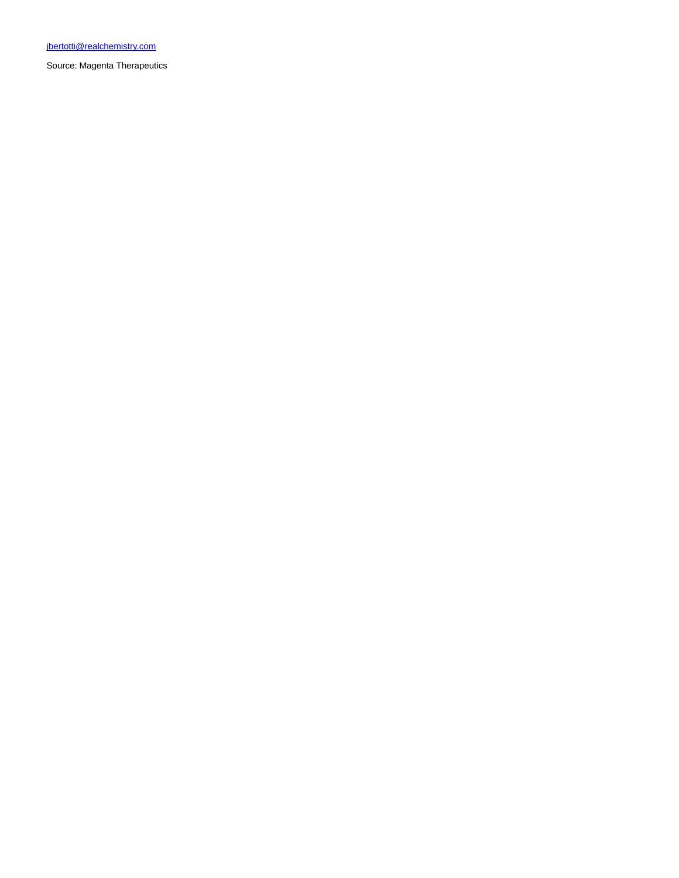jbertotti@realchemistry.com

Source: Magenta Therapeutics